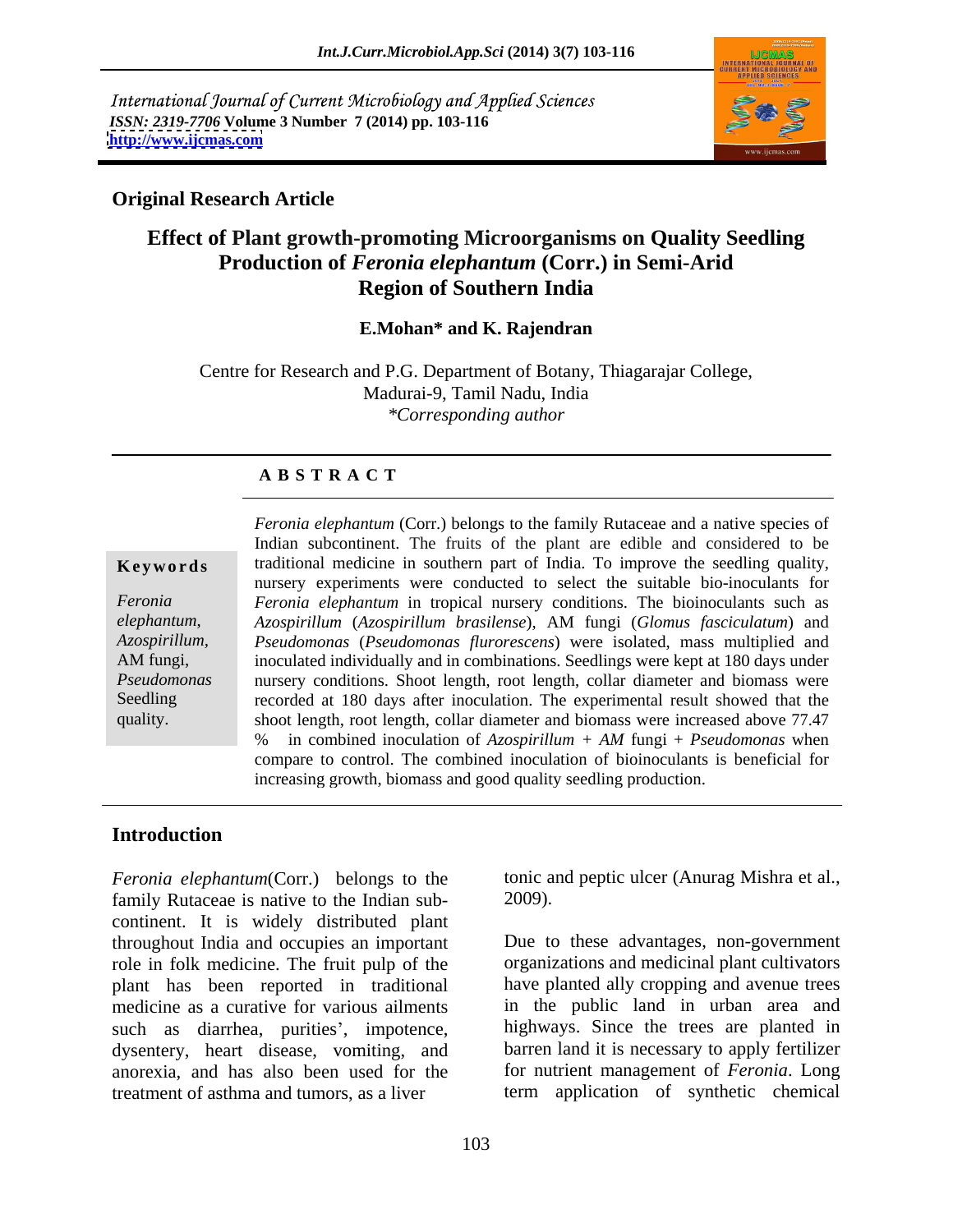International Journal of Current Microbiology and Applied Sciences
*ISSN: 2319-7706* **Volume 3 Number 7 (2014) pp. 103-116**
**http://www.ijcmas.com**

**Original Research Article**

# Effect of Plant growth-promoting Microorganisms on Quality Seedling Production of *Feronia elephantum* (Corr.) in Semi-Arid Region of Southern India

**E.Mohan\* and K. Rajendran**

Centre for Research and P.G. Department of Botany, Thiagarajar College, Madurai-9, Tamil Nadu, India
*\*Corresponding author*

## ABSTRACT

**Keywords**

*Feronia elephantum*, *Azospirillum*, AM fungi, *Pseudomonas* Seedling quality.

*Feronia elephantum* (Corr.) belongs to the family Rutaceae and a native species of Indian subcontinent. The fruits of the plant are edible and considered to be traditional medicine in southern part of India. To improve the seedling quality, nursery experiments were conducted to select the suitable bio-inoculants for *Feronia elephantum* in tropical nursery conditions. The bioinoculants such as *Azospirillum* (*Azospirillum brasilense*), AM fungi (*Glomus fasciculatum*) and *Pseudomonas* (*Pseudomonas flurorescens*) were isolated, mass multiplied and inoculated individually and in combinations. Seedlings were kept at 180 days under nursery conditions. Shoot length, root length, collar diameter and biomass were recorded at 180 days after inoculation. The experimental result showed that the shoot length, root length, collar diameter and biomass were increased above 77.47 % in combined inoculation of *Azospirillum* + *AM* fungi + *Pseudomonas* when compare to control. The combined inoculation of bioinoculants is beneficial for increasing growth, biomass and good quality seedling production.

## Introduction

*Feronia elephantum*(Corr.) belongs to the family Rutaceae is native to the Indian sub-continent. It is widely distributed plant throughout India and occupies an important role in folk medicine. The fruit pulp of the plant has been reported in traditional medicine as a curative for various ailments such as diarrhea, purities', impotence, dysentery, heart disease, vomiting, and anorexia, and has also been used for the treatment of asthma and tumors, as a liver tonic and peptic ulcer (Anurag Mishra et al., 2009).

Due to these advantages, non-government organizations and medicinal plant cultivators have planted ally cropping and avenue trees in the public land in urban area and highways. Since the trees are planted in barren land it is necessary to apply fertilizer for nutrient management of *Feronia*. Long term application of synthetic chemical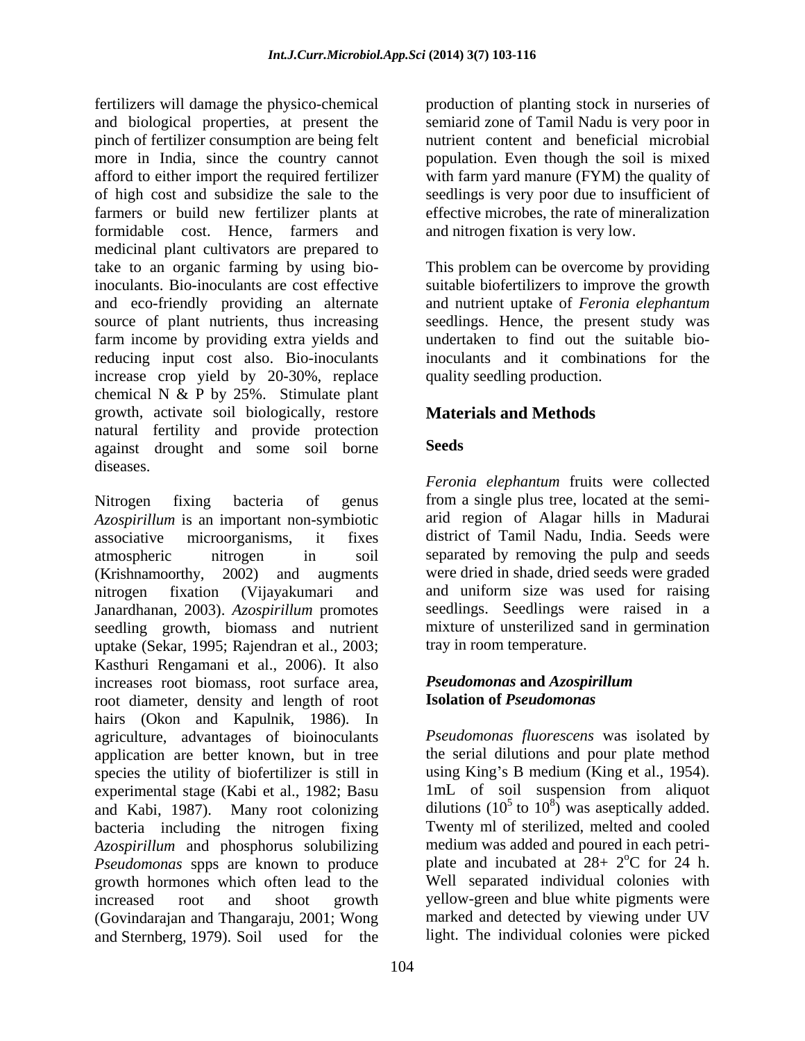fertilizers will damage the physico-chemical and biological properties, at present the pinch of fertilizer consumption are being felt more in India, since the country cannot afford to either import the required fertilizer of high cost and subsidize the sale to the farmers or build new fertilizer plants at formidable cost. Hence, farmers and medicinal plant cultivators are prepared to take to an organic farming by using bio-inoculants. Bio-inoculants are cost effective and eco-friendly providing an alternate source of plant nutrients, thus increasing farm income by providing extra yields and reducing input cost also. Bio-inoculants increase crop yield by 20-30%, replace chemical N & P by 25%. Stimulate plant growth, activate soil biologically, restore natural fertility and provide protection against drought and some soil borne diseases.

Nitrogen fixing bacteria of genus *Azospirillum* is an important non-symbiotic associative microorganisms, it fixes atmospheric nitrogen in soil (Krishnamoorthy, 2002) and augments nitrogen fixation (Vijayakumari and Janardhanan, 2003). *Azospirillum* promotes seedling growth, biomass and nutrient uptake (Sekar, 1995; Rajendran et al., 2003; Kasthuri Rengamani et al., 2006). It also increases root biomass, root surface area, root diameter, density and length of root hairs (Okon and Kapulnik, 1986). In agriculture, advantages of bioinoculants application are better known, but in tree species the utility of biofertilizer is still in experimental stage (Kabi et al., 1982; Basu and Kabi, 1987). Many root colonizing bacteria including the nitrogen fixing *Azospirillum* and phosphorus solubilizing *Pseudomonas* spps are known to produce growth hormones which often lead to the increased root and shoot growth (Govindarajan and Thangaraju, 2001; Wong and Sternberg, 1979). Soil used for the production of planting stock in nurseries of semiarid zone of Tamil Nadu is very poor in nutrient content and beneficial microbial population. Even though the soil is mixed with farm yard manure (FYM) the quality of seedlings is very poor due to insufficient of effective microbes, the rate of mineralization and nitrogen fixation is very low.

This problem can be overcome by providing suitable biofertilizers to improve the growth and nutrient uptake of *Feronia elephantum* seedlings. Hence, the present study was undertaken to find out the suitable bio-inoculants and it combinations for the quality seedling production.

## Materials and Methods

### Seeds

*Feronia elephantum* fruits were collected from a single plus tree, located at the semi-arid region of Alagar hills in Madurai district of Tamil Nadu, India. Seeds were separated by removing the pulp and seeds were dried in shade, dried seeds were graded and uniform size was used for raising seedlings. Seedlings were raised in a mixture of unsterilized sand in germination tray in room temperature.

### *Pseudomonas* and *Azospirillum*

### Isolation of *Pseudomonas*

*Pseudomonas fluorescens* was isolated by the serial dilutions and pour plate method using King's B medium (King et al., 1954). 1mL of soil suspension from aliquot dilutions ($10^5$ to $10^8$) was aseptically added. Twenty ml of sterilized, melted and cooled medium was added and poured in each petri-plate and incubated at 28+ 2$^o$C for 24 h. Well separated individual colonies with yellow-green and blue white pigments were marked and detected by viewing under UV light. The individual colonies were picked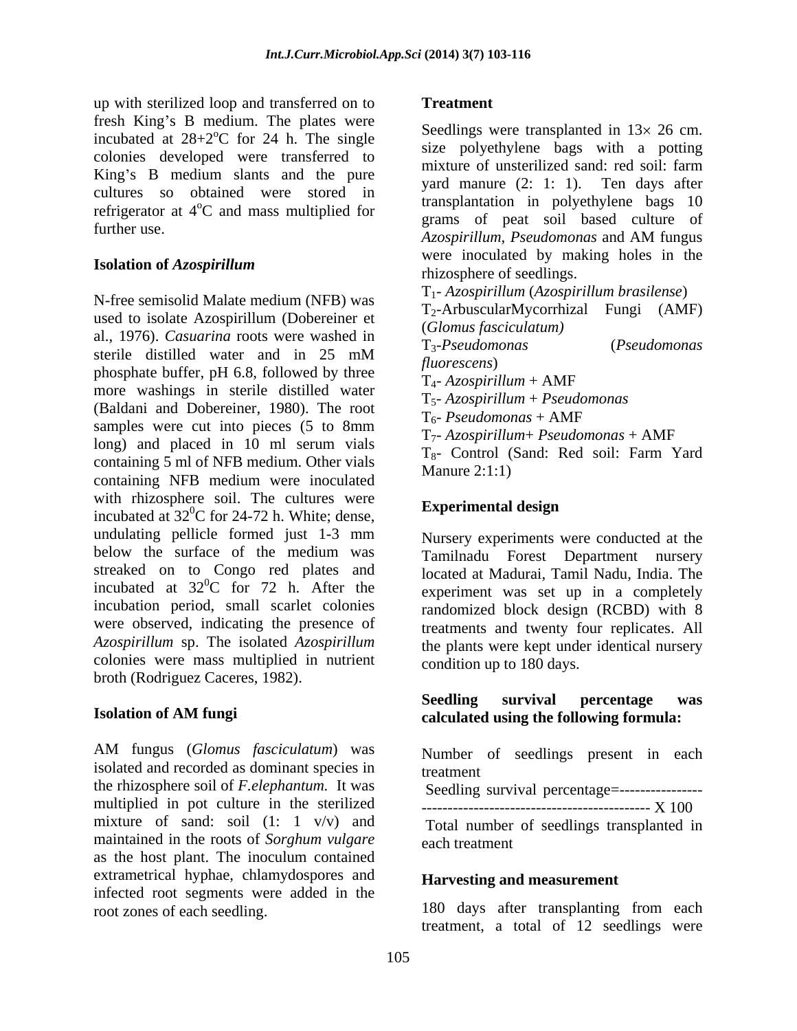up with sterilized loop and transferred on to fresh King's B medium. The plates were incubated at 28+2$^{o}$C for 24 h. The single colonies developed were transferred to King's B medium slants and the pure cultures so obtained were stored in refrigerator at 4$^{o}$C and mass multiplied for further use.

### Isolation of *Azospirillum*

N-free semisolid Malate medium (NFB) was used to isolate Azospirillum (Dobereiner et al., 1976). *Casuarina* roots were washed in sterile distilled water and in 25 mM phosphate buffer, pH 6.8, followed by three more washings in sterile distilled water (Baldani and Dobereiner, 1980). The root samples were cut into pieces (5 to 8mm long) and placed in 10 ml serum vials containing 5 ml of NFB medium. Other vials containing NFB medium were inoculated with rhizosphere soil. The cultures were incubated at 32$^{0}$C for 24-72 h. White; dense, undulating pellicle formed just 1-3 mm below the surface of the medium was streaked on to Congo red plates and incubated at 32$^{0}$C for 72 h. After the incubation period, small scarlet colonies were observed, indicating the presence of *Azospirillum* sp. The isolated *Azospirillum* colonies were mass multiplied in nutrient broth (Rodriguez Caceres, 1982).

### Isolation of AM fungi

AM fungus (*Glomus fasciculatum*) was isolated and recorded as dominant species in the rhizosphere soil of *F.elephantum.* It was multiplied in pot culture in the sterilized mixture of sand: soil (1: 1 v/v) and maintained in the roots of *Sorghum vulgare* as the host plant. The inoculum contained extrametrical hyphae, chlamydospores and infected root segments were added in the root zones of each seedling.

### Treatment

Seedlings were transplanted in 13$\times$ 26 cm. size polyethylene bags with a potting mixture of unsterilized sand: red soil: farm yard manure (2: 1: 1). Ten days after transplantation in polyethylene bags 10 grams of peat soil based culture of *Azospirillum*, *Pseudomonas* and AM fungus were inoculated by making holes in the rhizosphere of seedlings.

$T_1$- *Azospirillum* (*Azospirillum brasilense*)
$T_2$-ArbuscularMycorrhizal Fungi (AMF) (*Glomus fasciculatum)*
$T_3$-*Pseudomonas* (*Pseudomonas fluorescens*)
$T_4$- *Azospirillum* + AMF
$T_5$- *Azospirillum* + *Pseudomonas*
$T_6$- *Pseudomonas* + AMF
$T_7$- *Azospirillum*+ *Pseudomonas* + AMF
$T_8$- Control (Sand: Red soil: Farm Yard Manure 2:1:1)

### Experimental design

Nursery experiments were conducted at the Tamilnadu Forest Department nursery located at Madurai, Tamil Nadu, India. The experiment was set up in a completely randomized block design (RCBD) with 8 treatments and twenty four replicates. All the plants were kept under identical nursery condition up to 180 days.

**Seedling survival percentage was calculated using the following formula:**

$$\text{Seedling survival percentage} = \frac{\text{Number of seedlings present in each treatment}}{\text{Total number of seedlings transplanted in each treatment}} \times 100$$

### Harvesting and measurement

180 days after transplanting from each treatment, a total of 12 seedlings were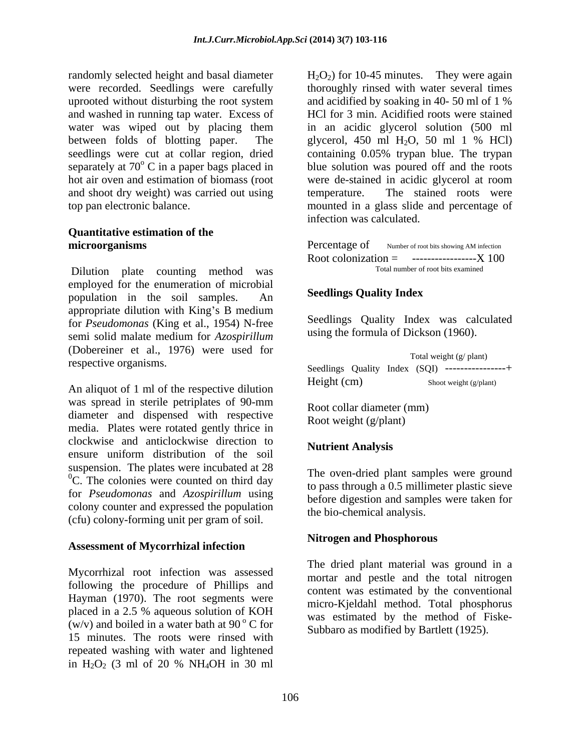randomly selected height and basal diameter were recorded. Seedlings were carefully uprooted without disturbing the root system and washed in running tap water. Excess of water was wiped out by placing them between folds of blotting paper. The seedlings were cut at collar region, dried separately at $70^{o}$ C in a paper bags placed in hot air oven and estimation of biomass (root and shoot dry weight) was carried out using top pan electronic balance.

**Quantitative estimation of the microorganisms**

Dilution plate counting method was employed for the enumeration of microbial population in the soil samples. An appropriate dilution with King's B medium for *Pseudomonas* (King et al., 1954) N-free semi solid malate medium for *Azospirillum* (Dobereiner et al., 1976) were used for respective organisms.

An aliquot of 1 ml of the respective dilution was spread in sterile petriplates of 90-mm diameter and dispensed with respective media. Plates were rotated gently thrice in clockwise and anticlockwise direction to ensure uniform distribution of the soil suspension. The plates were incubated at 28 $^{0}$C. The colonies were counted on third day for *Pseudomonas* and *Azospirillum* using colony counter and expressed the population (cfu) colony-forming unit per gram of soil.

**Assessment of Mycorrhizal infection**

Mycorrhizal root infection was assessed following the procedure of Phillips and Hayman (1970). The root segments were placed in a 2.5 % aqueous solution of KOH (w/v) and boiled in a water bath at $90^{o}$ C for 15 minutes. The roots were rinsed with repeated washing with water and lightened in $H_2O_2$ (3 ml of 20 % $NH_4OH$ in 30 ml $H_2O_2$) for 10-45 minutes. They were again thoroughly rinsed with water several times and acidified by soaking in 40- 50 ml of 1 % HCl for 3 min. Acidified roots were stained in an acidic glycerol solution (500 ml glycerol, 450 ml $H_2O$, 50 ml 1 % HCl) containing 0.05% trypan blue. The trypan blue solution was poured off and the roots were de-stained in acidic glycerol at room temperature. The stained roots were mounted in a glass slide and percentage of infection was calculated.

$$\text{Percentage of Root colonization} = \frac{\text{Number of root bits showing AM infection}}{\text{Total number of root bits examined}} \times 100$$

**Seedlings Quality Index**

Seedlings Quality Index was calculated using the formula of Dickson (1960).

$$\text{Seedlings Quality Index (SQI)} = \frac{\text{Total weight (g/ plant)}}{\dfrac{\text{Height (cm)}}{\text{Root collar diameter (mm)}} + \dfrac{\text{Shoot weight (g/plant)}}{\text{Root weight (g/plant)}}}$$

**Nutrient Analysis**

The oven-dried plant samples were ground to pass through a 0.5 millimeter plastic sieve before digestion and samples were taken for the bio-chemical analysis.

**Nitrogen and Phosphorous**

The dried plant material was ground in a mortar and pestle and the total nitrogen content was estimated by the conventional micro-Kjeldahl method. Total phosphorus was estimated by the method of Fiske-Subbaro as modified by Bartlett (1925).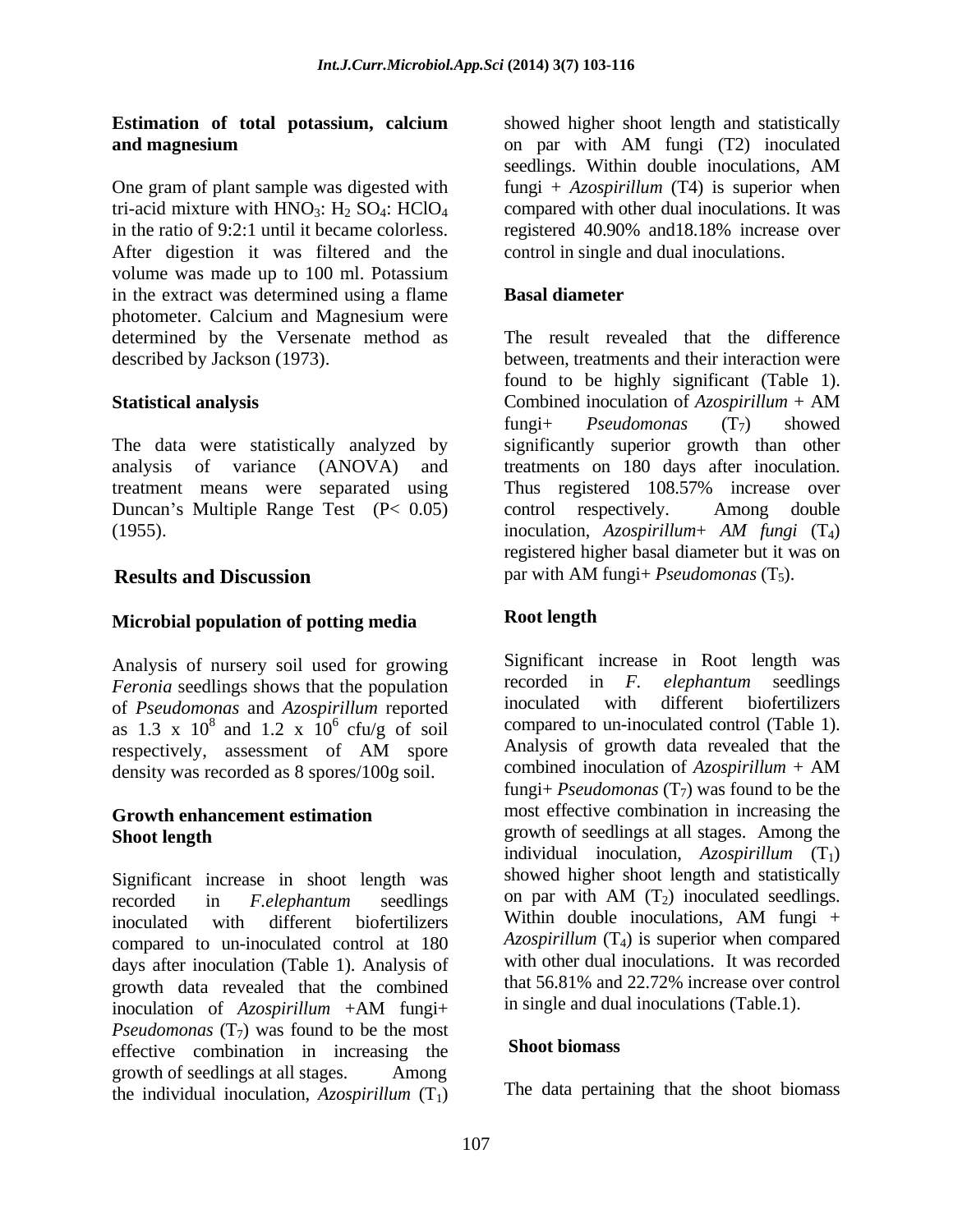### Estimation of total potassium, calcium and magnesium

One gram of plant sample was digested with tri-acid mixture with $HNO_3$: $H_2SO_4$: $HClO_4$ in the ratio of 9:2:1 until it became colorless. After digestion it was filtered and the volume was made up to 100 ml. Potassium in the extract was determined using a flame photometer. Calcium and Magnesium were determined by the Versenate method as described by Jackson (1973).

### Statistical analysis

The data were statistically analyzed by analysis of variance (ANOVA) and treatment means were separated using Duncan's Multiple Range Test ($P< 0.05$) (1955).

## Results and Discussion

### Microbial population of potting media

Analysis of nursery soil used for growing *Feronia* seedlings shows that the population of *Pseudomonas* and *Azospirillum* reported as 1.3 x $10^8$ and 1.2 x $10^6$ cfu/g of soil respectively, assessment of AM spore density was recorded as 8 spores/100g soil.

### Growth enhancement estimation

### Shoot length

Significant increase in shoot length was recorded in *F.elephantum* seedlings inoculated with different biofertilizers compared to un-inoculated control at 180 days after inoculation (Table 1). Analysis of growth data revealed that the combined inoculation of *Azospirillum* +AM fungi+ *Pseudomonas* ($T_7$) was found to be the most effective combination in increasing the growth of seedlings at all stages. Among the individual inoculation, *Azospirillum* ($T_1$) showed higher shoot length and statistically on par with AM fungi (T2) inoculated seedlings. Within double inoculations, AM fungi + *Azospirillum* (T4) is superior when compared with other dual inoculations. It was registered 40.90% and18.18% increase over control in single and dual inoculations.

### Basal diameter

The result revealed that the difference between, treatments and their interaction were found to be highly significant (Table 1). Combined inoculation of *Azospirillum* + AM fungi+ *Pseudomonas* ($T_7$) showed significantly superior growth than other treatments on 180 days after inoculation. Thus registered 108.57% increase over control respectively. Among double inoculation, *Azospirillum*+ *AM fungi* ($T_4$) registered higher basal diameter but it was on par with AM fungi+ *Pseudomonas* ($T_5$).

### Root length

Significant increase in Root length was recorded in *F. elephantum* seedlings inoculated with different biofertilizers compared to un-inoculated control (Table 1). Analysis of growth data revealed that the combined inoculation of *Azospirillum* + AM fungi+ *Pseudomonas* ($T_7$) was found to be the most effective combination in increasing the growth of seedlings at all stages. Among the individual inoculation, *Azospirillum* ($T_1$) showed higher shoot length and statistically on par with AM ($T_2$) inoculated seedlings. Within double inoculations, AM fungi + *Azospirillum* ($T_4$) is superior when compared with other dual inoculations. It was recorded that 56.81% and 22.72% increase over control in single and dual inoculations (Table.1).

### Shoot biomass

The data pertaining that the shoot biomass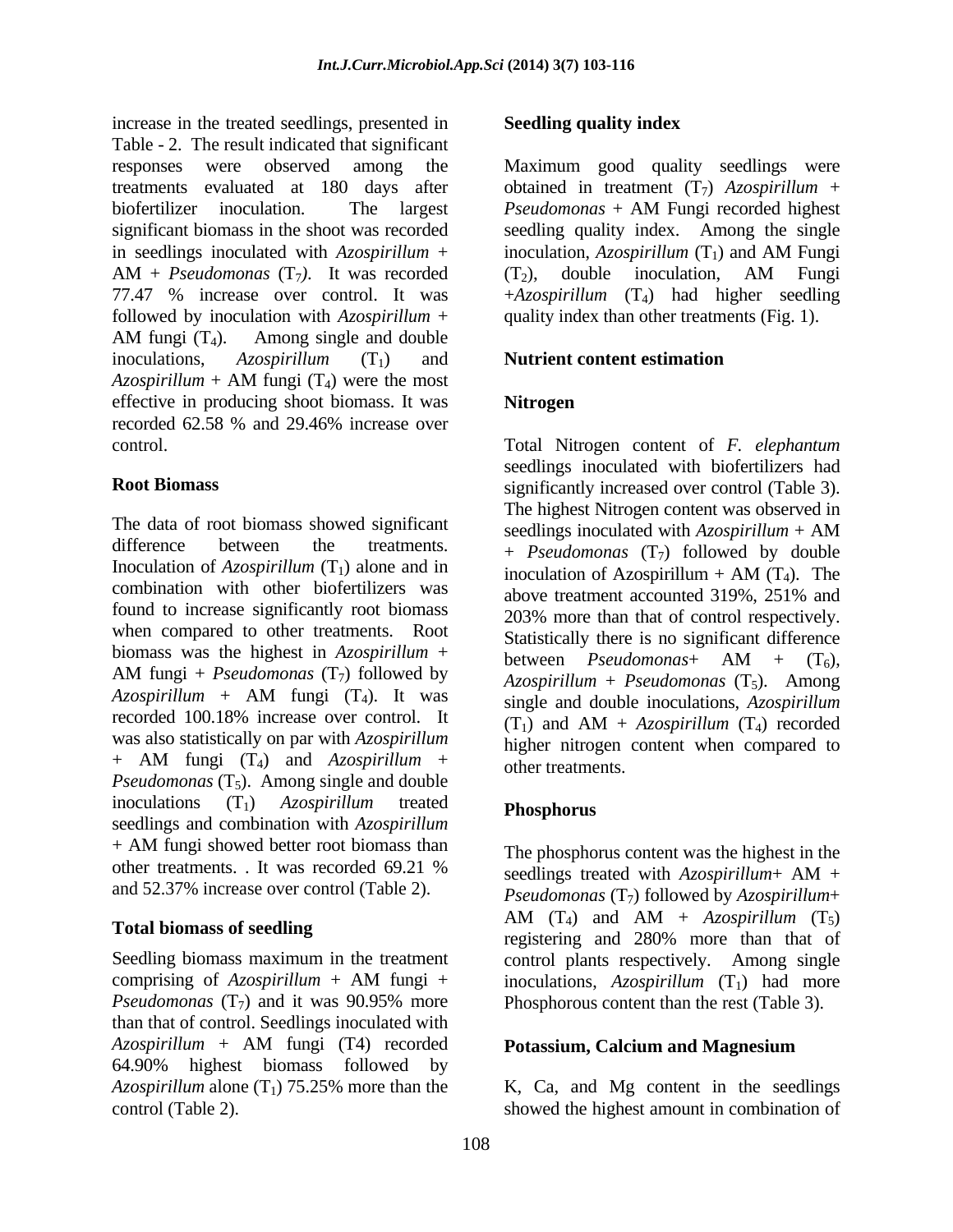increase in the treated seedlings, presented in Table - 2. The result indicated that significant responses were observed among the treatments evaluated at 180 days after biofertilizer inoculation. The largest significant biomass in the shoot was recorded in seedlings inoculated with *Azospirillum* + AM + *Pseudomonas* ($T_7$). It was recorded 77.47 % increase over control. It was followed by inoculation with *Azospirillum* + AM fungi ($T_4$). Among single and double inoculations, *Azospirillum* ($T_1$) and *Azospirillum* + AM fungi ($T_4$) were the most effective in producing shoot biomass. It was recorded 62.58 % and 29.46% increase over control.

### Root Biomass

The data of root biomass showed significant difference between the treatments. Inoculation of *Azospirillum* ($T_1$) alone and in combination with other biofertilizers was found to increase significantly root biomass when compared to other treatments. Root biomass was the highest in *Azospirillum* + AM fungi + *Pseudomonas* ($T_7$) followed by *Azospirillum* + AM fungi ($T_4$). It was recorded 100.18% increase over control. It was also statistically on par with *Azospirillum* + AM fungi ($T_4$) and *Azospirillum* + *Pseudomonas* ($T_5$). Among single and double inoculations ($T_1$) *Azospirillum* treated seedlings and combination with *Azospirillum* + AM fungi showed better root biomass than other treatments. . It was recorded 69.21 % and 52.37% increase over control (Table 2).

### Total biomass of seedling

Seedling biomass maximum in the treatment comprising of *Azospirillum* + AM fungi + *Pseudomonas* ($T_7$) and it was 90.95% more than that of control. Seedlings inoculated with *Azospirillum* + AM fungi (T4) recorded 64.90% highest biomass followed by *Azospirillum* alone ($T_1$) 75.25% more than the control (Table 2).

### Seedling quality index

Maximum good quality seedlings were obtained in treatment ($T_7$) *Azospirillum* + *Pseudomonas* + AM Fungi recorded highest seedling quality index. Among the single inoculation, *Azospirillum* ($T_1$) and AM Fungi ($T_2$), double inoculation, AM Fungi +*Azospirillum* ($T_4$) had higher seedling quality index than other treatments (Fig. 1).

### Nutrient content estimation

### Nitrogen

Total Nitrogen content of *F. elephantum* seedlings inoculated with biofertilizers had significantly increased over control (Table 3). The highest Nitrogen content was observed in seedlings inoculated with *Azospirillum* + AM + *Pseudomonas* ($T_7$) followed by double inoculation of Azospirillum + AM ($T_4$). The above treatment accounted 319%, 251% and 203% more than that of control respectively. Statistically there is no significant difference between *Pseudomonas*+ AM + ($T_6$), *Azospirillum* + *Pseudomonas* ($T_5$). Among single and double inoculations, *Azospirillum* ($T_1$) and AM + *Azospirillum* ($T_4$) recorded higher nitrogen content when compared to other treatments.

### Phosphorus

The phosphorus content was the highest in the seedlings treated with *Azospirillum*+ AM + *Pseudomonas* ($T_7$) followed by *Azospirillum*+ AM ($T_4$) and AM + *Azospirillum* ($T_5$) registering and 280% more than that of control plants respectively. Among single inoculations, *Azospirillum* ($T_1$) had more Phosphorous content than the rest (Table 3).

### Potassium, Calcium and Magnesium

K, Ca, and Mg content in the seedlings showed the highest amount in combination of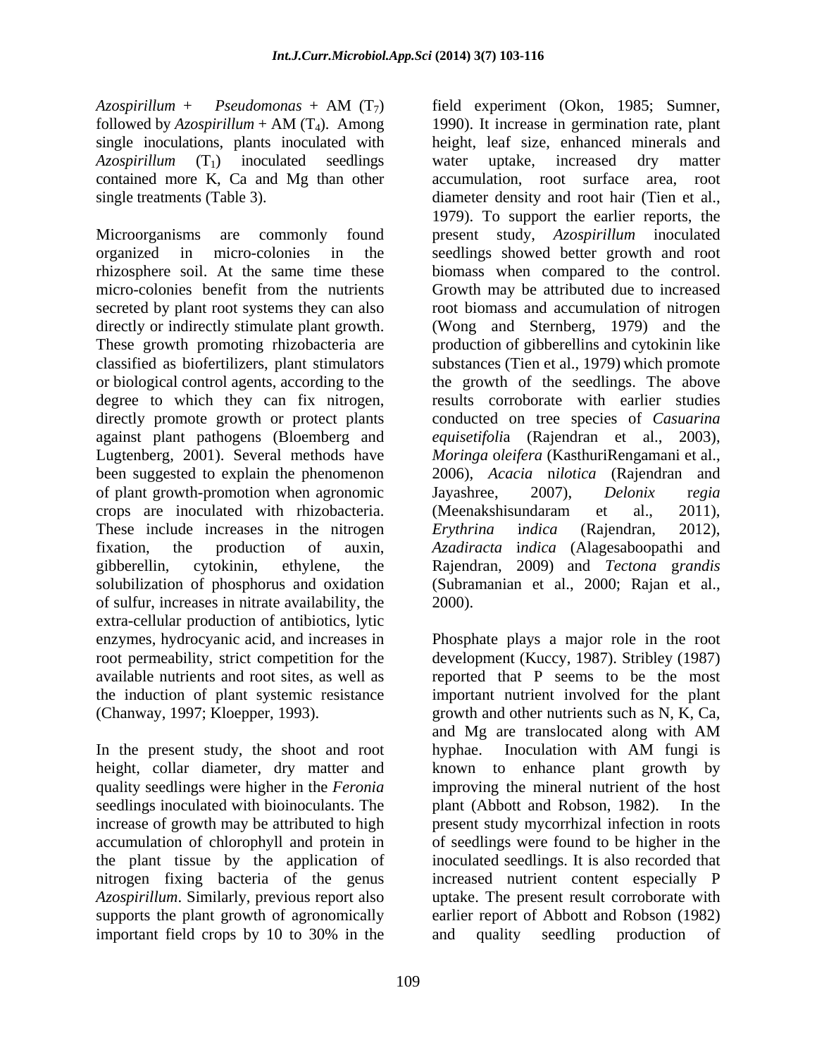*Azospirillum* + *Pseudomonas* + AM ($T_7$) followed by *Azospirillum* + AM ($T_4$). Among single inoculations, plants inoculated with *Azospirillum* ($T_1$) inoculated seedlings contained more K, Ca and Mg than other single treatments (Table 3).

Microorganisms are commonly found organized in micro-colonies in the rhizosphere soil. At the same time these micro-colonies benefit from the nutrients secreted by plant root systems they can also directly or indirectly stimulate plant growth. These growth promoting rhizobacteria are classified as biofertilizers, plant stimulators or biological control agents, according to the degree to which they can fix nitrogen, directly promote growth or protect plants against plant pathogens (Bloemberg and Lugtenberg, 2001). Several methods have been suggested to explain the phenomenon of plant growth-promotion when agronomic crops are inoculated with rhizobacteria. These include increases in the nitrogen fixation, the production of auxin, gibberellin, cytokinin, ethylene, the solubilization of phosphorus and oxidation of sulfur, increases in nitrate availability, the extra-cellular production of antibiotics, lytic enzymes, hydrocyanic acid, and increases in root permeability, strict competition for the available nutrients and root sites, as well as the induction of plant systemic resistance (Chanway, 1997; Kloepper, 1993).

In the present study, the shoot and root height, collar diameter, dry matter and quality seedlings were higher in the *Feronia* seedlings inoculated with bioinoculants. The increase of growth may be attributed to high accumulation of chlorophyll and protein in the plant tissue by the application of nitrogen fixing bacteria of the genus *Azospirillum*. Similarly, previous report also supports the plant growth of agronomically important field crops by 10 to 30% in the field experiment (Okon, 1985; Sumner, 1990). It increase in germination rate, plant height, leaf size, enhanced minerals and water uptake, increased dry matter accumulation, root surface area, root diameter density and root hair (Tien et al., 1979). To support the earlier reports, the present study, *Azospirillum* inoculated seedlings showed better growth and root biomass when compared to the control. Growth may be attributed due to increased root biomass and accumulation of nitrogen (Wong and Sternberg, 1979) and the production of gibberellins and cytokinin like substances (Tien et al., 1979) which promote the growth of the seedlings. The above results corroborate with earlier studies conducted on tree species of *Casuarina equisetifolia* (Rajendran et al., 2003), *Moringa oleifera* (KasthuriRengamani et al., 2006), *Acacia nilotica* (Rajendran and Jayashree, 2007), *Delonix regia* (Meenakshisundaram et al., 2011), *Erythrina indica* (Rajendran, 2012), *Azadiracta indica* (Alagesaboopathi and Rajendran, 2009) and *Tectona grandis* (Subramanian et al., 2000; Rajan et al., 2000).

Phosphate plays a major role in the root development (Kuccy, 1987). Stribley (1987) reported that P seems to be the most important nutrient involved for the plant growth and other nutrients such as N, K, Ca, and Mg are translocated along with AM hyphae. Inoculation with AM fungi is known to enhance plant growth by improving the mineral nutrient of the host plant (Abbott and Robson, 1982). In the present study mycorrhizal infection in roots of seedlings were found to be higher in the inoculated seedlings. It is also recorded that increased nutrient content especially P uptake. The present result corroborate with earlier report of Abbott and Robson (1982) and quality seedling production of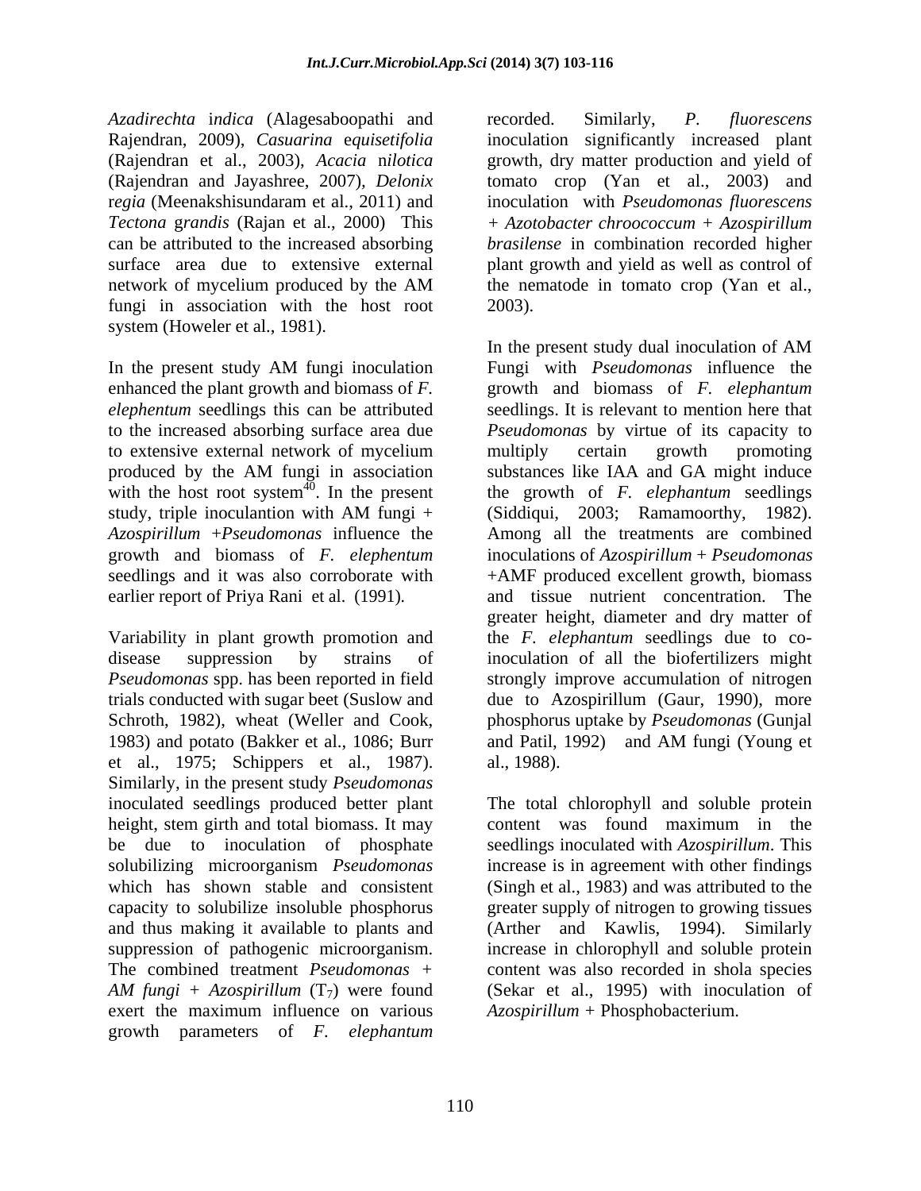*Azadirechta indica* (Alagesaboopathi and Rajendran, 2009), *Casuarina equisetifolia* (Rajendran et al., 2003), *Acacia nilotica* (Rajendran and Jayashree, 2007), *Delonix regia* (Meenakshisundaram et al., 2011) and *Tectona grandis* (Rajan et al., 2000) This can be attributed to the increased absorbing surface area due to extensive external network of mycelium produced by the AM fungi in association with the host root system (Howeler et al., 1981).

In the present study AM fungi inoculation enhanced the plant growth and biomass of *F. elephentum* seedlings this can be attributed to the increased absorbing surface area due to extensive external network of mycelium produced by the AM fungi in association with the host root system[40]. In the present study, triple inoculantion with AM fungi + *Azospirillum* +*Pseudomonas* influence the growth and biomass of *F. elephentum* seedlings and it was also corroborate with earlier report of Priya Rani et al. (1991).

Variability in plant growth promotion and disease suppression by strains of *Pseudomonas* spp. has been reported in field trials conducted with sugar beet (Suslow and Schroth, 1982), wheat (Weller and Cook, 1983) and potato (Bakker et al., 1086; Burr et al., 1975; Schippers et al., 1987). Similarly, in the present study *Pseudomonas* inoculated seedlings produced better plant height, stem girth and total biomass. It may be due to inoculation of phosphate solubilizing microorganism *Pseudomonas* which has shown stable and consistent capacity to solubilize insoluble phosphorus and thus making it available to plants and suppression of pathogenic microorganism. The combined treatment *Pseudomonas* + *AM fungi* + *Azospirillum* ($T_7$) were found exert the maximum influence on various growth parameters of *F. elephantum* recorded. Similarly, *P. fluorescens* inoculation significantly increased plant growth, dry matter production and yield of tomato crop (Yan et al., 2003) and inoculation with *Pseudomonas fluorescens + Azotobacter chroococcum + Azospirillum brasilense* in combination recorded higher plant growth and yield as well as control of the nematode in tomato crop (Yan et al., 2003).

In the present study dual inoculation of AM Fungi with *Pseudomonas* influence the growth and biomass of *F. elephantum* seedlings. It is relevant to mention here that *Pseudomonas* by virtue of its capacity to multiply certain growth promoting substances like IAA and GA might induce the growth of *F. elephantum* seedlings (Siddiqui, 2003; Ramamoorthy, 1982). Among all the treatments are combined inoculations of *Azospirillum* + *Pseudomonas* +AMF produced excellent growth, biomass and tissue nutrient concentration. The greater height, diameter and dry matter of the *F. elephantum* seedlings due to co-inoculation of all the biofertilizers might strongly improve accumulation of nitrogen due to Azospirillum (Gaur, 1990), more phosphorus uptake by *Pseudomonas* (Gunjal and Patil, 1992) and AM fungi (Young et al., 1988).

The total chlorophyll and soluble protein content was found maximum in the seedlings inoculated with *Azospirillum*. This increase is in agreement with other findings (Singh et al., 1983) and was attributed to the greater supply of nitrogen to growing tissues (Arther and Kawlis, 1994). Similarly increase in chlorophyll and soluble protein content was also recorded in shola species (Sekar et al., 1995) with inoculation of *Azospirillum* + Phosphobacterium.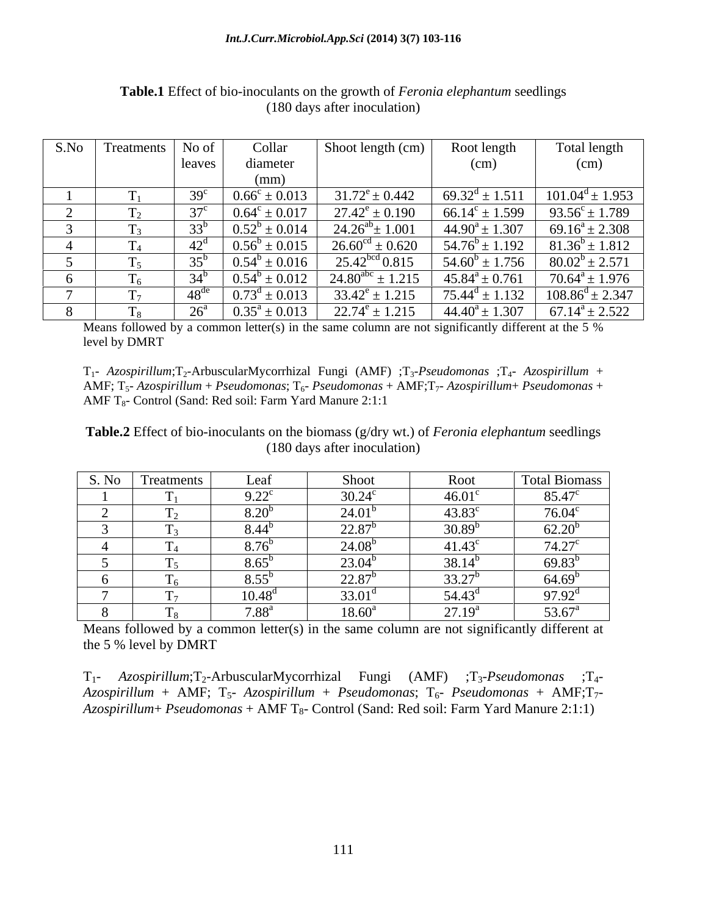**Table.1** Effect of bio-inoculants on the growth of *Feronia elephantum* seedlings (180 days after inoculation)

| S.No | Treatments | No of leaves | Collar diameter (mm) | Shoot length (cm) | Root length (cm) | Total length (cm) |
|---|---|---|---|---|---|---|
| 1 | $T_1$ | $39^c$ | $0.66^c \pm 0.013$ | $31.72^e \pm 0.442$ | $69.32^d \pm 1.511$ | $101.04^d \pm 1.953$ |
| 2 | $T_2$ | $37^c$ | $0.64^c \pm 0.017$ | $27.42^e \pm 0.190$ | $66.14^c \pm 1.599$ | $93.56^c \pm 1.789$ |
| 3 | $T_3$ | $33^b$ | $0.52^b \pm 0.014$ | $24.26^{ab} \pm 1.001$ | $44.90^a \pm 1.307$ | $69.16^a \pm 2.308$ |
| 4 | $T_4$ | $42^d$ | $0.56^b \pm 0.015$ | $26.60^{cd} \pm 0.620$ | $54.76^b \pm 1.192$ | $81.36^b \pm 1.812$ |
| 5 | $T_5$ | $35^b$ | $0.54^b \pm 0.016$ | $25.42^{bcd}$ 0.815 | $54.60^b \pm 1.756$ | $80.02^b \pm 2.571$ |
| 6 | $T_6$ | $34^b$ | $0.54^b \pm 0.012$ | $24.80^{abc} \pm 1.215$ | $45.84^a \pm 0.761$ | $70.64^a \pm 1.976$ |
| 7 | $T_7$ | $48^{de}$ | $0.73^d \pm 0.013$ | $33.42^e \pm 1.215$ | $75.44^d \pm 1.132$ | $108.86^d \pm 2.347$ |
| 8 | $T_8$ | $26^a$ | $0.35^a \pm 0.013$ | $22.74^e \pm 1.215$ | $44.40^a \pm 1.307$ | $67.14^a \pm 2.522$ |

Means followed by a common letter(s) in the same column are not significantly different at the 5 % level by DMRT

$T_1$- *Azospirillum*;$T_2$-ArbuscularMycorrhizal Fungi (AMF) ;$T_3$-*Pseudomonas* ;$T_4$- *Azospirillum* + AMF; $T_5$- *Azospirillum* + *Pseudomonas*; $T_6$- *Pseudomonas* + AMF;$T_7$- *Azospirillum*+ *Pseudomonas* + AMF $T_8$- Control (Sand: Red soil: Farm Yard Manure 2:1:1

**Table.2** Effect of bio-inoculants on the biomass (g/dry wt.) of *Feronia elephantum* seedlings (180 days after inoculation)

| S. No | Treatments | Leaf | Shoot | Root | Total Biomass |
|---|---|---|---|---|---|
| 1 | $T_1$ | $9.22^c$ | $30.24^c$ | $46.01^c$ | $85.47^c$ |
| 2 | $T_2$ | $8.20^b$ | $24.01^b$ | $43.83^c$ | $76.04^c$ |
| 3 | $T_3$ | $8.44^b$ | $22.87^b$ | $30.89^b$ | $62.20^b$ |
| 4 | $T_4$ | $8.76^b$ | $24.08^b$ | $41.43^c$ | $74.27^c$ |
| 5 | $T_5$ | $8.65^b$ | $23.04^b$ | $38.14^b$ | $69.83^b$ |
| 6 | $T_6$ | $8.55^b$ | $22.87^b$ | $33.27^b$ | $64.69^b$ |
| 7 | $T_7$ | $10.48^d$ | $33.01^d$ | $54.43^d$ | $97.92^d$ |
| 8 | $T_8$ | $7.88^a$ | $18.60^a$ | $27.19^a$ | $53.67^a$ |

Means followed by a common letter(s) in the same column are not significantly different at the 5 % level by DMRT

$T_1$- *Azospirillum*;$T_2$-ArbuscularMycorrhizal Fungi (AMF) ;$T_3$-*Pseudomonas* ;$T_4$- *Azospirillum* + AMF; $T_5$- *Azospirillum* + *Pseudomonas*; $T_6$- *Pseudomonas* + AMF;$T_7$- *Azospirillum*+ *Pseudomonas* + AMF $T_8$- Control (Sand: Red soil: Farm Yard Manure 2:1:1)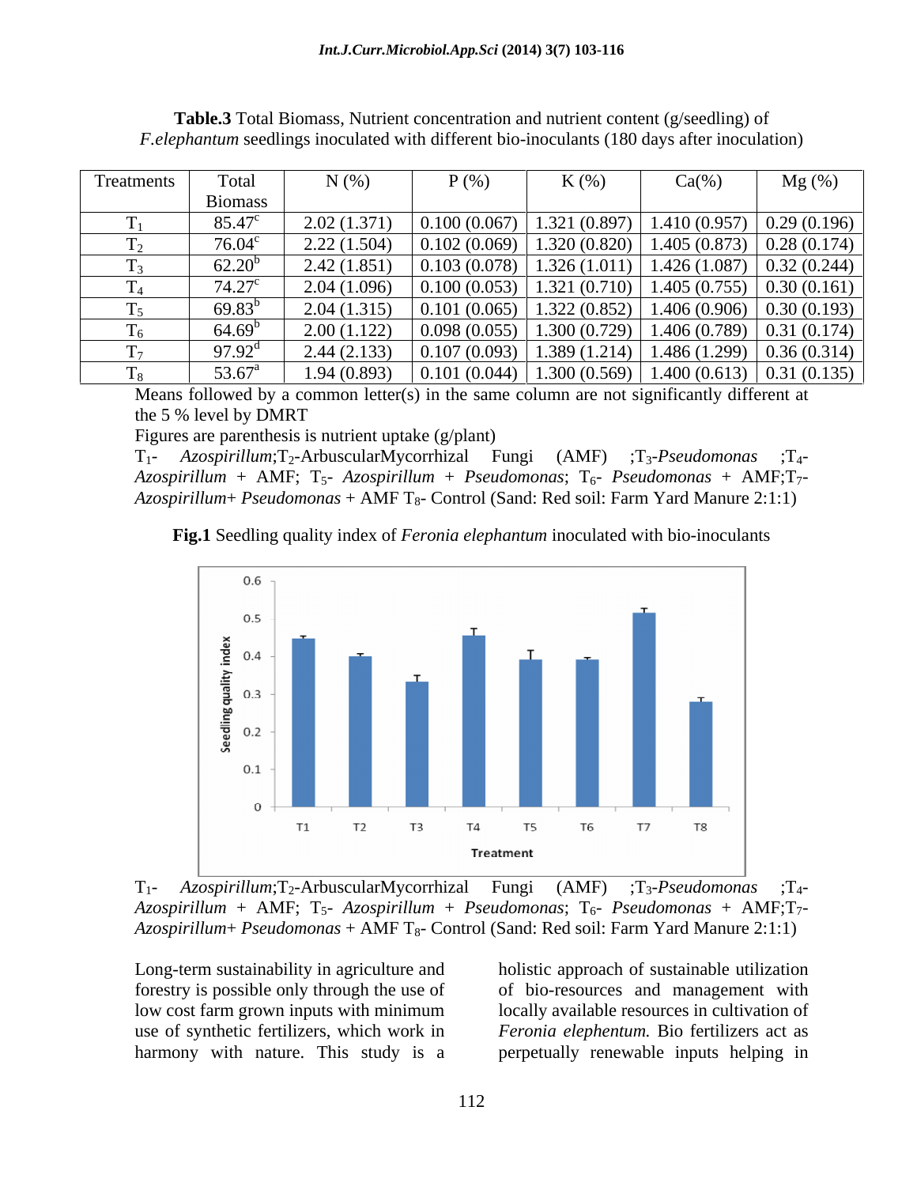**Table.3** Total Biomass, Nutrient concentration and nutrient content (g/seedling) of *F.elephantum* seedlings inoculated with different bio-inoculants (180 days after inoculation)

| Treatments | Total Biomass | N (%) | P (%) | K (%) | Ca(%) | Mg (%) |
|---|---|---|---|---|---|---|
| $T_1$ | 85.47[c] | 2.02 (1.371) | 0.100 (0.067) | 1.321 (0.897) | 1.410 (0.957) | 0.29 (0.196) |
| $T_2$ | 76.04[c] | 2.22 (1.504) | 0.102 (0.069) | 1.320 (0.820) | 1.405 (0.873) | 0.28 (0.174) |
| $T_3$ | 62.20[b] | 2.42 (1.851) | 0.103 (0.078) | 1.326 (1.011) | 1.426 (1.087) | 0.32 (0.244) |
| $T_4$ | 74.27[c] | 2.04 (1.096) | 0.100 (0.053) | 1.321 (0.710) | 1.405 (0.755) | 0.30 (0.161) |
| $T_5$ | 69.83[b] | 2.04 (1.315) | 0.101 (0.065) | 1.322 (0.852) | 1.406 (0.906) | 0.30 (0.193) |
| $T_6$ | 64.69[b] | 2.00 (1.122) | 0.098 (0.055) | 1.300 (0.729) | 1.406 (0.789) | 0.31 (0.174) |
| $T_7$ | 97.92[d] | 2.44 (2.133) | 0.107 (0.093) | 1.389 (1.214) | 1.486 (1.299) | 0.36 (0.314) |
| $T_8$ | 53.67[a] | 1.94 (0.893) | 0.101 (0.044) | 1.300 (0.569) | 1.400 (0.613) | 0.31 (0.135) |

Means followed by a common letter(s) in the same column are not significantly different at the 5 % level by DMRT

Figures are parenthesis is nutrient uptake (g/plant)

$T_1$- *Azospirillum*;$T_2$-ArbuscularMycorrhizal Fungi (AMF) ;$T_3$-*Pseudomonas* ;$T_4$- *Azospirillum* + AMF; $T_5$- *Azospirillum* + *Pseudomonas*; $T_6$- *Pseudomonas* + AMF;$T_7$- *Azospirillum*+ *Pseudomonas* + AMF $T_8$- Control (Sand: Red soil: Farm Yard Manure 2:1:1)

**Fig.1** Seedling quality index of *Feronia elephantum* inoculated with bio-inoculants

$T_1$- *Azospirillum*;$T_2$-ArbuscularMycorrhizal Fungi (AMF) ;$T_3$-*Pseudomonas* ;$T_4$- *Azospirillum* + AMF; $T_5$- *Azospirillum* + *Pseudomonas*; $T_6$- *Pseudomonas* + AMF;$T_7$- *Azospirillum*+ *Pseudomonas* + AMF $T_8$- Control (Sand: Red soil: Farm Yard Manure 2:1:1)

Long-term sustainability in agriculture and forestry is possible only through the use of low cost farm grown inputs with minimum use of synthetic fertilizers, which work in harmony with nature. This study is a holistic approach of sustainable utilization of bio-resources and management with locally available resources in cultivation of *Feronia elephentum.* Bio fertilizers act as perpetually renewable inputs helping in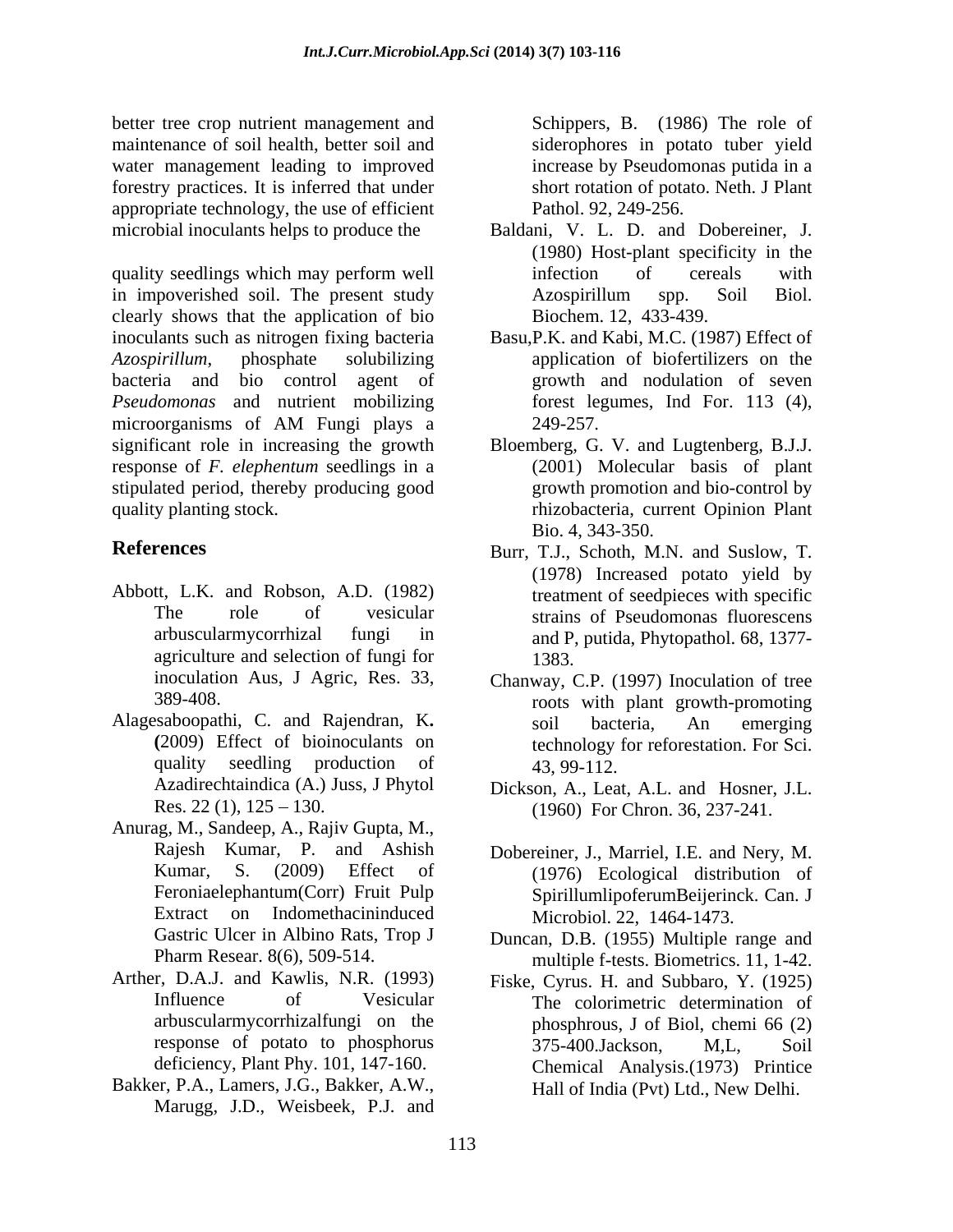better tree crop nutrient management and maintenance of soil health, better soil and water management leading to improved forestry practices. It is inferred that under appropriate technology, the use of efficient microbial inoculants helps to produce the

quality seedlings which may perform well in impoverished soil. The present study clearly shows that the application of bio inoculants such as nitrogen fixing bacteria *Azospirillum*, phosphate solubilizing bacteria and bio control agent of *Pseudomonas* and nutrient mobilizing microorganisms of AM Fungi plays a significant role in increasing the growth response of *F. elephentum* seedlings in a stipulated period, thereby producing good quality planting stock.

## References

Abbott, L.K. and Robson, A.D. (1982) The role of vesicular arbuscularmycorrhizal fungi in agriculture and selection of fungi for inoculation Aus, J Agric, Res. 33, 389-408.

Alagesaboopathi, C. and Rajendran, K**. (**2009) Effect of bioinoculants on quality seedling production of Azadirechtaindica (A.) Juss, J Phytol Res. 22 (1), 125 – 130.

Anurag, M., Sandeep, A., Rajiv Gupta, M., Rajesh Kumar, P. and Ashish Kumar, S. (2009) Effect of Feroniaelephantum(Corr) Fruit Pulp Extract on Indomethacininduced Gastric Ulcer in Albino Rats, Trop J Pharm Resear. 8(6), 509-514.

Arther, D.A.J. and Kawlis, N.R. (1993) Influence of Vesicular arbuscularmycorrhizalfungi on the response of potato to phosphorus deficiency, Plant Phy. 101, 147-160.

Bakker, P.A., Lamers, J.G., Bakker, A.W., Marugg, J.D., Weisbeek, P.J. and Schippers, B. (1986) The role of siderophores in potato tuber yield increase by Pseudomonas putida in a short rotation of potato. Neth. J Plant Pathol. 92, 249-256.

Baldani, V. L. D. and Dobereiner, J. (1980) Host-plant specificity in the infection of cereals with Azospirillum spp. Soil Biol. Biochem. 12, 433-439.

Basu,P.K. and Kabi, M.C. (1987) Effect of application of biofertilizers on the growth and nodulation of seven forest legumes, Ind For. 113 (4), 249-257.

Bloemberg, G. V. and Lugtenberg, B.J.J. (2001) Molecular basis of plant growth promotion and bio-control by rhizobacteria, current Opinion Plant Bio. 4, 343-350.

Burr, T.J., Schoth, M.N. and Suslow, T. (1978) Increased potato yield by treatment of seedpieces with specific strains of Pseudomonas fluorescens and P, putida, Phytopathol. 68, 1377-1383.

Chanway, C.P. (1997) Inoculation of tree roots with plant growth-promoting soil bacteria, An emerging technology for reforestation. For Sci. 43, 99-112.

Dickson, A., Leat, A.L. and Hosner, J.L. (1960) For Chron. 36, 237-241.

Dobereiner, J., Marriel, I.E. and Nery, M. (1976) Ecological distribution of SpirillumlipoferumBeijerinck. Can. J Microbiol. 22, 1464-1473.

Duncan, D.B. (1955) Multiple range and multiple f-tests. Biometrics. 11, 1-42.

Fiske, Cyrus. H. and Subbaro, Y. (1925) The colorimetric determination of phosphrous, J of Biol, chemi 66 (2) 375-400.Jackson, M,L, Soil Chemical Analysis.(1973) Printice Hall of India (Pvt) Ltd., New Delhi.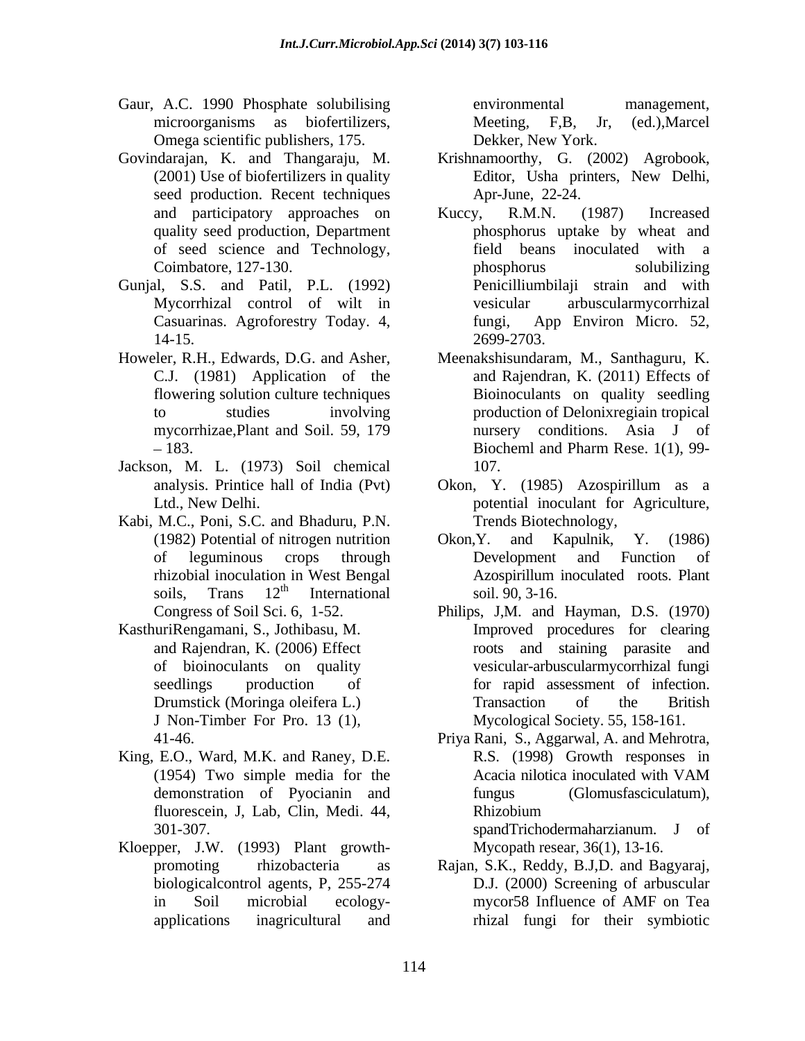Gaur, A.C. 1990 Phosphate solubilising microorganisms as biofertilizers, Omega scientific publishers, 175.

Govindarajan, K. and Thangaraju, M. (2001) Use of biofertilizers in quality seed production. Recent techniques and participatory approaches on quality seed production, Department of seed science and Technology, Coimbatore, 127-130.

Gunjal, S.S. and Patil, P.L. (1992) Mycorrhizal control of wilt in Casuarinas. Agroforestry Today. 4, 14-15.

Howeler, R.H., Edwards, D.G. and Asher, C.J. (1981) Application of the flowering solution culture techniques to studies involving mycorrhizae,Plant and Soil. 59, 179 – 183.

Jackson, M. L. (1973) Soil chemical analysis. Printice hall of India (Pvt) Ltd., New Delhi.

Kabi, M.C., Poni, S.C. and Bhaduru, P.N. (1982) Potential of nitrogen nutrition of leguminous crops through rhizobial inoculation in West Bengal soils, Trans 12th International Congress of Soil Sci. 6, 1-52.

KasthuriRengamani, S., Jothibasu, M. and Rajendran, K. (2006) Effect of bioinoculants on quality seedlings production of Drumstick (Moringa oleifera L.) J Non-Timber For Pro. 13 (1), 41-46.

King, E.O., Ward, M.K. and Raney, D.E. (1954) Two simple media for the demonstration of Pyocianin and fluorescein, J, Lab, Clin, Medi. 44, 301-307.

Kloepper, J.W. (1993) Plant growth-promoting rhizobacteria as biologicalcontrol agents, P, 255-274 in Soil microbial ecology-applications inagricultural and environmental management, Meeting, F,B, Jr, (ed.),Marcel Dekker, New York.

Krishnamoorthy, G. (2002) Agrobook, Editor, Usha printers, New Delhi, Apr-June, 22-24.

Kuccy, R.M.N. (1987) Increased phosphorus uptake by wheat and field beans inoculated with a phosphorus solubilizing Penicilliumbilaji strain and with vesicular arbuscularmycorrhizal fungi, App Environ Micro. 52, 2699-2703.

Meenakshisundaram, M., Santhaguru, K. and Rajendran, K. (2011) Effects of Bioinoculants on quality seedling production of Delonixregiain tropical nursery conditions. Asia J of Biocheml and Pharm Rese. 1(1), 99-107.

Okon, Y. (1985) Azospirillum as a potential inoculant for Agriculture, Trends Biotechnology,

Okon,Y. and Kapulnik, Y. (1986) Development and Function of Azospirillum inoculated roots. Plant soil. 90, 3-16.

Philips, J,M. and Hayman, D.S. (1970) Improved procedures for clearing roots and staining parasite and vesicular-arbuscularmycorrhizal fungi for rapid assessment of infection. Transaction of the British Mycological Society. 55, 158-161.

Priya Rani, S., Aggarwal, A. and Mehrotra, R.S. (1998) Growth responses in Acacia nilotica inoculated with VAM fungus (Glomusfasciculatum), Rhizobium spandTrichodermaharzianum. J of Mycopath resear, 36(1), 13-16.

Rajan, S.K., Reddy, B.J,D. and Bagyaraj, D.J. (2000) Screening of arbuscular mycor58 Influence of AMF on Tea rhizal fungi for their symbiotic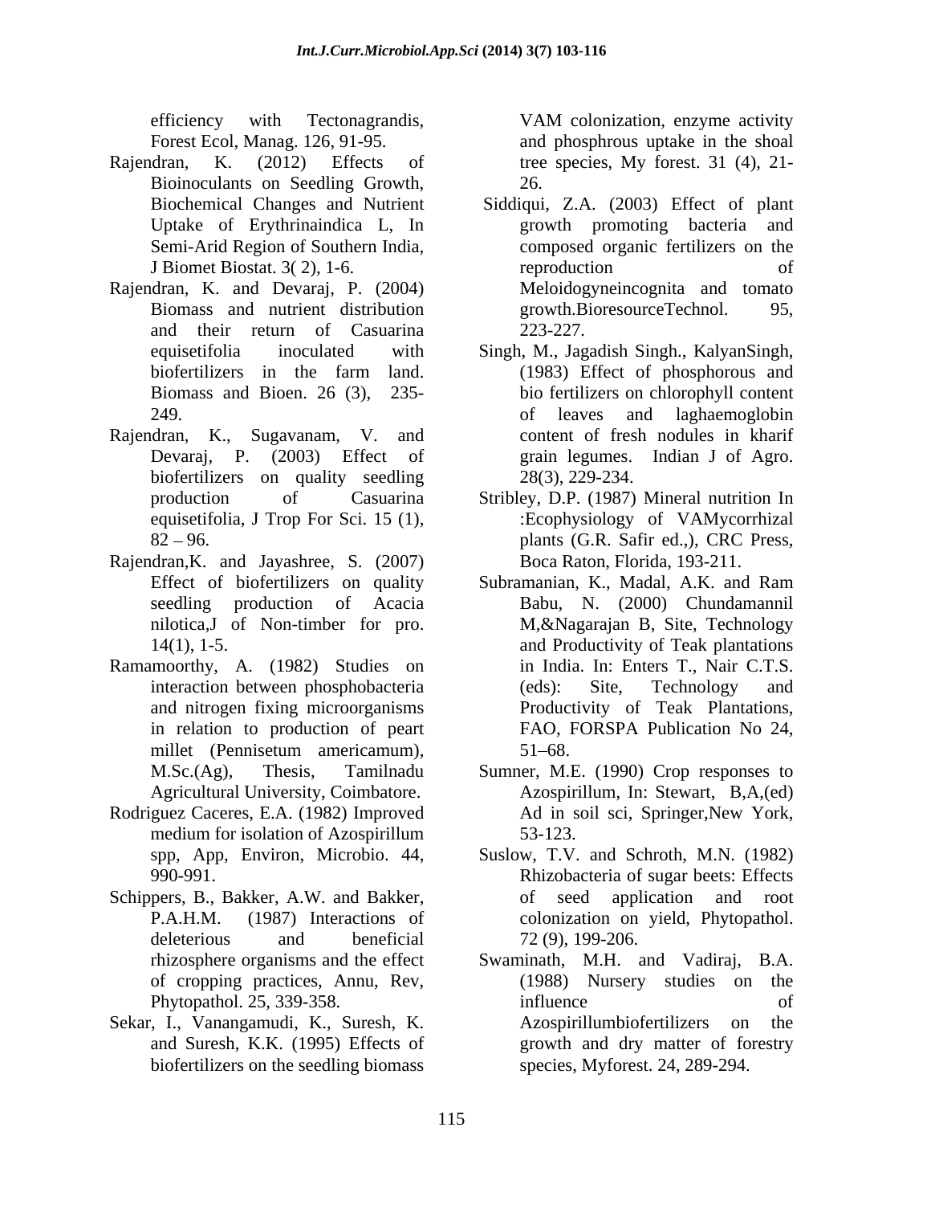efficiency with Tectonagrandis, Forest Ecol, Manag. 126, 91-95.

Rajendran, K. (2012) Effects of Bioinoculants on Seedling Growth, Biochemical Changes and Nutrient Uptake of Erythrinaindica L, In Semi-Arid Region of Southern India, J Biomet Biostat. 3( 2), 1-6.

Rajendran, K. and Devaraj, P. (2004) Biomass and nutrient distribution and their return of Casuarina equisetifolia inoculated with biofertilizers in the farm land. Biomass and Bioen. 26 (3), 235-249.

Rajendran, K., Sugavanam, V. and Devaraj, P. (2003) Effect of biofertilizers on quality seedling production of Casuarina equisetifolia, J Trop For Sci. 15 (1), 82 – 96.

Rajendran,K. and Jayashree, S. (2007) Effect of biofertilizers on quality seedling production of Acacia nilotica,J of Non-timber for pro. 14(1), 1-5.

Ramamoorthy, A. (1982) Studies on interaction between phosphobacteria and nitrogen fixing microorganisms in relation to production of peart millet (Pennisetum americamum), M.Sc.(Ag), Thesis, Tamilnadu Agricultural University, Coimbatore.

Rodriguez Caceres, E.A. (1982) Improved medium for isolation of Azospirillum spp, App, Environ, Microbio. 44, 990-991.

Schippers, B., Bakker, A.W. and Bakker, P.A.H.M. (1987) Interactions of deleterious and beneficial rhizosphere organisms and the effect of cropping practices, Annu, Rev, Phytopathol. 25, 339-358.

Sekar, I., Vanangamudi, K., Suresh, K. and Suresh, K.K. (1995) Effects of biofertilizers on the seedling biomass VAM colonization, enzyme activity and phosphrous uptake in the shoal tree species, My forest. 31 (4), 21-26.

Siddiqui, Z.A. (2003) Effect of plant growth promoting bacteria and composed organic fertilizers on the reproduction of Meloidogyneincognita and tomato growth.BioresourceTechnol. 95, 223-227.

Singh, M., Jagadish Singh., KalyanSingh, (1983) Effect of phosphorous and bio fertilizers on chlorophyll content of leaves and laghaemoglobin content of fresh nodules in kharif grain legumes. Indian J of Agro. 28(3), 229-234.

Stribley, D.P. (1987) Mineral nutrition In :Ecophysiology of VAMycorrhizal plants (G.R. Safir ed.,), CRC Press, Boca Raton, Florida, 193-211.

Subramanian, K., Madal, A.K. and Ram Babu, N. (2000) Chundamannil M,&Nagarajan B, Site, Technology and Productivity of Teak plantations in India. In: Enters T., Nair C.T.S. (eds): Site, Technology and Productivity of Teak Plantations, FAO, FORSPA Publication No 24, 51–68.

Sumner, M.E. (1990) Crop responses to Azospirillum, In: Stewart, B,A,(ed) Ad in soil sci, Springer,New York, 53-123.

Suslow, T.V. and Schroth, M.N. (1982) Rhizobacteria of sugar beets: Effects of seed application and root colonization on yield, Phytopathol. 72 (9), 199-206.

Swaminath, M.H. and Vadiraj, B.A. (1988) Nursery studies on the influence of Azospirillumbiofertilizers on the growth and dry matter of forestry species, Myforest. 24, 289-294.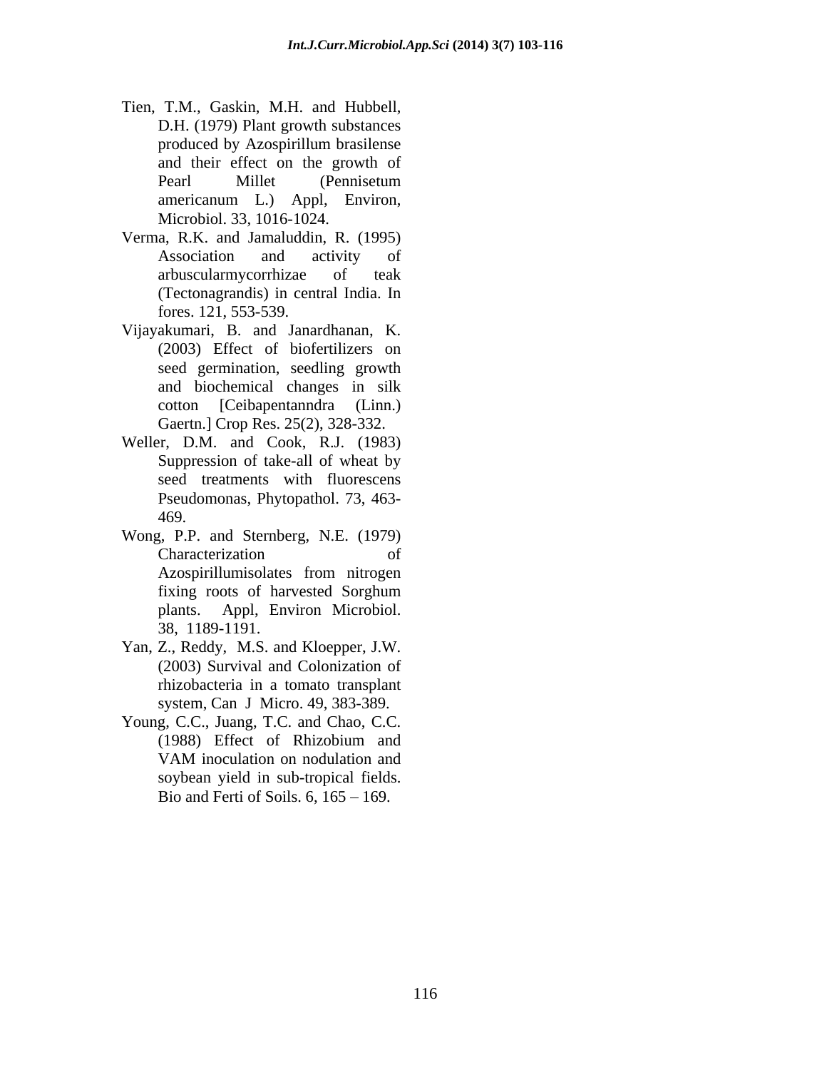Tien, T.M., Gaskin, M.H. and Hubbell, D.H. (1979) Plant growth substances produced by Azospirillum brasilense and their effect on the growth of Pearl Millet (Pennisetum americanum L.) Appl, Environ, Microbiol. 33, 1016-1024.

Verma, R.K. and Jamaluddin, R. (1995) Association and activity of arbuscularmycorrhizae of teak (Tectonagrandis) in central India. In fores. 121, 553-539.

Vijayakumari, B. and Janardhanan, K. (2003) Effect of biofertilizers on seed germination, seedling growth and biochemical changes in silk cotton [Ceibapentanndra (Linn.) Gaertn.] Crop Res. 25(2), 328-332.

Weller, D.M. and Cook, R.J. (1983) Suppression of take-all of wheat by seed treatments with fluorescens Pseudomonas, Phytopathol. 73, 463-469.

Wong, P.P. and Sternberg, N.E. (1979) Characterization of Azospirillumisolates from nitrogen fixing roots of harvested Sorghum plants. Appl, Environ Microbiol. 38, 1189-1191.

Yan, Z., Reddy, M.S. and Kloepper, J.W. (2003) Survival and Colonization of rhizobacteria in a tomato transplant system, Can J Micro. 49, 383-389.

Young, C.C., Juang, T.C. and Chao, C.C. (1988) Effect of Rhizobium and VAM inoculation on nodulation and soybean yield in sub-tropical fields. Bio and Ferti of Soils. 6, 165 – 169.